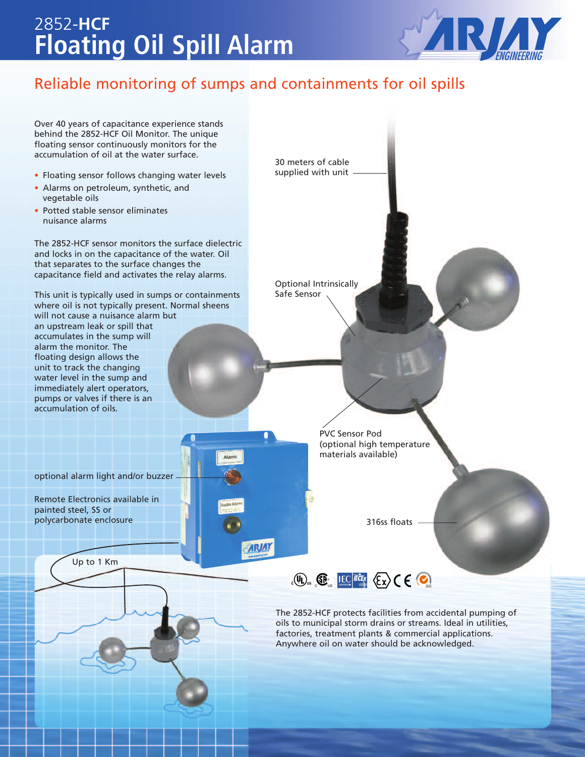# 2852-HCF Floating Oil Spill Alarm

ARJAY ENGINEERING

## Reliable monitoring of sumps and containments for oil spills

Over 40 years of capacitance experience stands behind the 2852-HCF Oil Monitor. The unique floating sensor continuously monitors for the accumulation of oil at the water surface.

- Floating sensor follows changing water levels
- Alarms on petroleum, synthetic, and vegetable oils
- Potted stable sensor eliminates nuisance alarms

The 2852-HCF sensor monitors the surface dielectric and locks in on the capacitance of the water. Oil that separates to the surface changes the capacitance field and activates the relay alarms.

This unit is typically used in sumps or containments where oil is not typically present. Normal sheens will not cause a nuisance alarm but an upstream leak or spill that accumulates in the sump will alarm the monitor. The floating design allows the unit to track the changing water level in the sump and immediately alert operators, pumps or valves if there is an accumulation of oils.

30 meters of cable supplied with unit

Optional Intrinsically Safe Sensor

PVC Sensor Pod (optional high temperature materials available)

316ss floats

optional alarm light and/or buzzer

Remote Electronics available in painted steel, SS or polycarbonate enclosure

Up to 1 Km

The 2852-HCF protects facilities from accidental pumping of oils to municipal storm drains or streams. Ideal in utilities, factories, treatment plants & commercial applications. Anywhere oil on water should be acknowledged.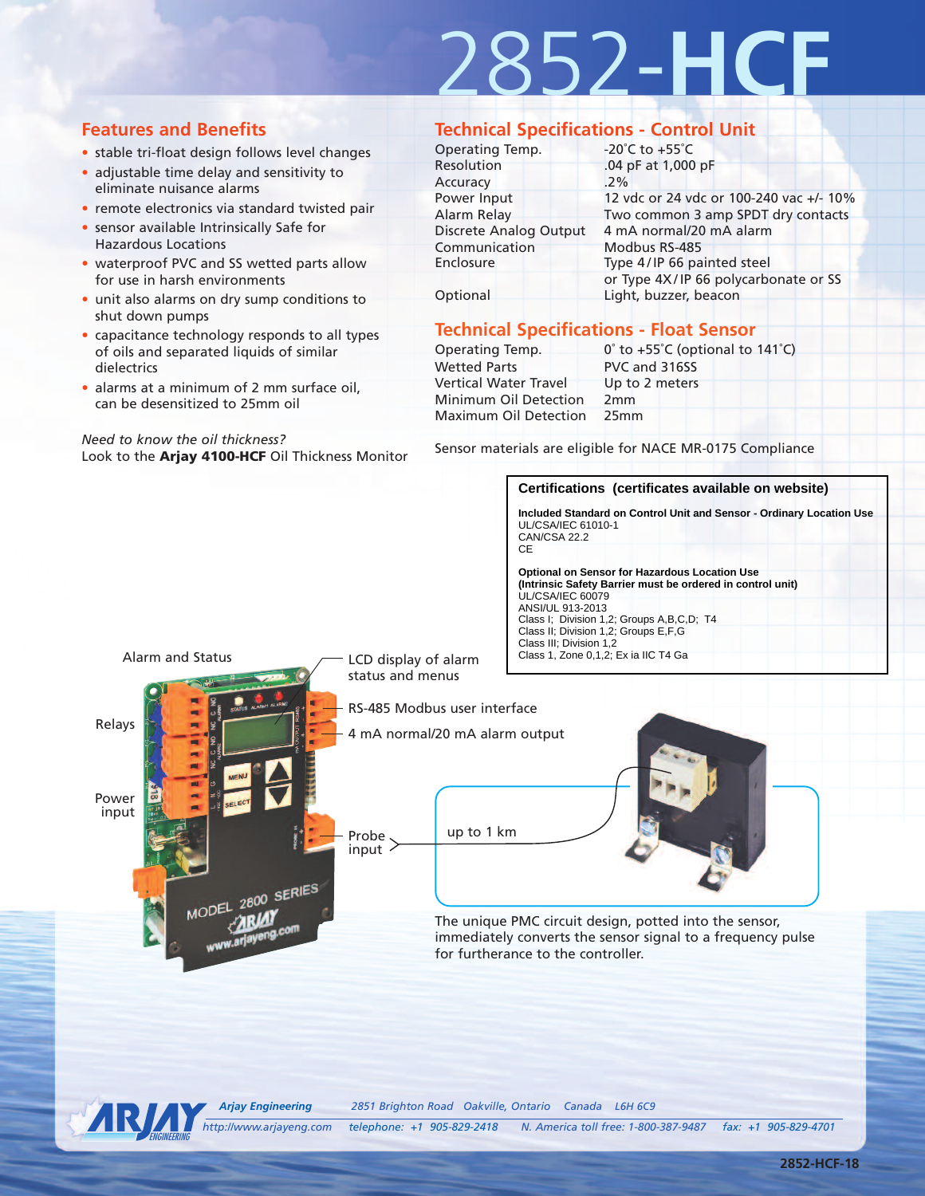# 2852-HCF

## Features and Benefits

- stable tri-float design follows level changes
- adjustable time delay and sensitivity to eliminate nuisance alarms
- remote electronics via standard twisted pair
- sensor available Intrinsically Safe for Hazardous Locations
- waterproof PVC and SS wetted parts allow for use in harsh environments
- unit also alarms on dry sump conditions to shut down pumps
- capacitance technology responds to all types of oils and separated liquids of similar dielectrics
- alarms at a minimum of 2 mm surface oil, can be desensitized to 25mm oil

*Need to know the oil thickness?*
Look to the **Arjay 4100-HCF** Oil Thickness Monitor

## Technical Specifications - Control Unit

| | |
|---|---|
| Operating Temp. | -20˚C to +55˚C |
| Resolution | .04 pF at 1,000 pF |
| Accuracy | .2% |
| Power Input | 12 vdc or 24 vdc or 100-240 vac +/- 10% |
| Alarm Relay | Two common 3 amp SPDT dry contacts |
| Discrete Analog Output | 4 mA normal/20 mA alarm |
| Communication | Modbus RS-485 |
| Enclosure | Type 4/IP 66 painted steel or Type 4X/IP 66 polycarbonate or SS |
| Optional | Light, buzzer, beacon |

## Technical Specifications - Float Sensor

| | |
|---|---|
| Operating Temp. | 0˚ to +55˚C (optional to 141˚C) |
| Wetted Parts | PVC and 316SS |
| Vertical Water Travel | Up to 2 meters |
| Minimum Oil Detection | 2mm |
| Maximum Oil Detection | 25mm |

Sensor materials are eligible for NACE MR-0175 Compliance

**Certifications (certificates available on website)**

**Included Standard on Control Unit and Sensor - Ordinary Location Use**
UL/CSA/IEC 61010-1
CAN/CSA 22.2
CE

**Optional on Sensor for Hazardous Location Use**
**(Intrinsic Safety Barrier must be ordered in control unit)**
UL/CSA/IEC 60079
ANSI/UL 913-2013
Class I; Division 1,2; Groups A,B,C,D; T4
Class II; Division 1,2; Groups E,F,G
Class III; Division 1,2
Class 1, Zone 0,1,2; Ex ia IIC T4 Ga

Alarm and Status
Relays
Power input
LCD display of alarm status and menus
RS-485 Modbus user interface
4 mA normal/20 mA alarm output
Probe input
up to 1 km

The unique PMC circuit design, potted into the sensor, immediately converts the sensor signal to a frequency pulse for furtherance to the controller.

*Arjay Engineering* — *2851 Brighton Road Oakville, Ontario Canada L6H 6C9*
*http://www.arjayeng.com telephone: +1 905-829-2418 N. America toll free: 1-800-387-9487 fax: +1 905-829-4701*

**2852-HCF-18**